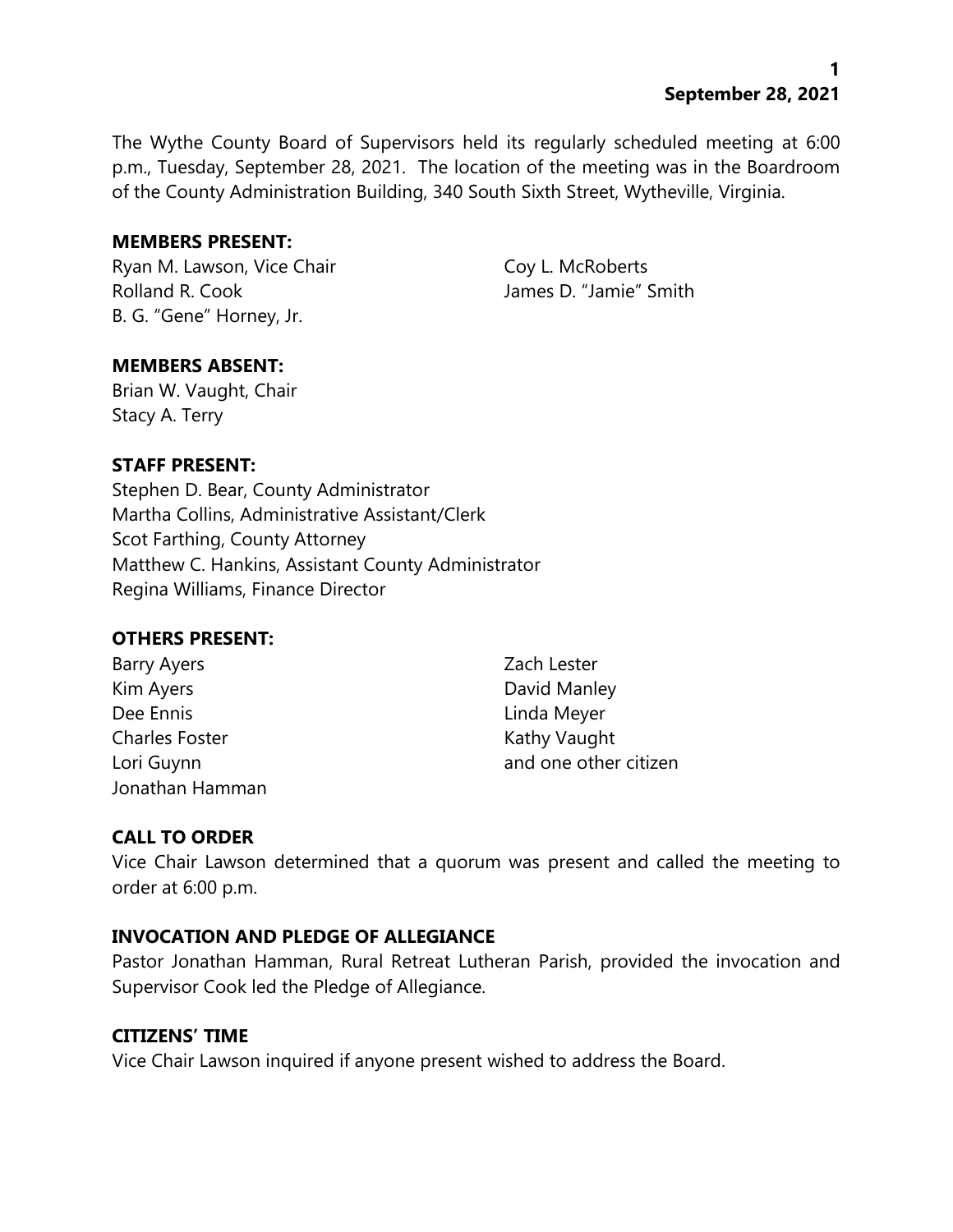The Wythe County Board of Supervisors held its regularly scheduled meeting at 6:00 p.m., Tuesday, September 28, 2021. The location of the meeting was in the Boardroom of the County Administration Building, 340 South Sixth Street, Wytheville, Virginia.

**MEMBERS PRESENT:**

Ryan M. Lawson, Vice Chair
Rolland R. Cook
B. G. "Gene" Horney, Jr.
Coy L. McRoberts
James D. "Jamie" Smith

**MEMBERS ABSENT:**

Brian W. Vaught, Chair
Stacy A. Terry

**STAFF PRESENT:**

Stephen D. Bear, County Administrator
Martha Collins, Administrative Assistant/Clerk
Scot Farthing, County Attorney
Matthew C. Hankins, Assistant County Administrator
Regina Williams, Finance Director

**OTHERS PRESENT:**

Barry Ayers
Kim Ayers
Dee Ennis
Charles Foster
Lori Guynn
Jonathan Hamman
Zach Lester
David Manley
Linda Meyer
Kathy Vaught
and one other citizen

**CALL TO ORDER**

Vice Chair Lawson determined that a quorum was present and called the meeting to order at 6:00 p.m.

**INVOCATION AND PLEDGE OF ALLEGIANCE**

Pastor Jonathan Hamman, Rural Retreat Lutheran Parish, provided the invocation and Supervisor Cook led the Pledge of Allegiance.

**CITIZENS' TIME**

Vice Chair Lawson inquired if anyone present wished to address the Board.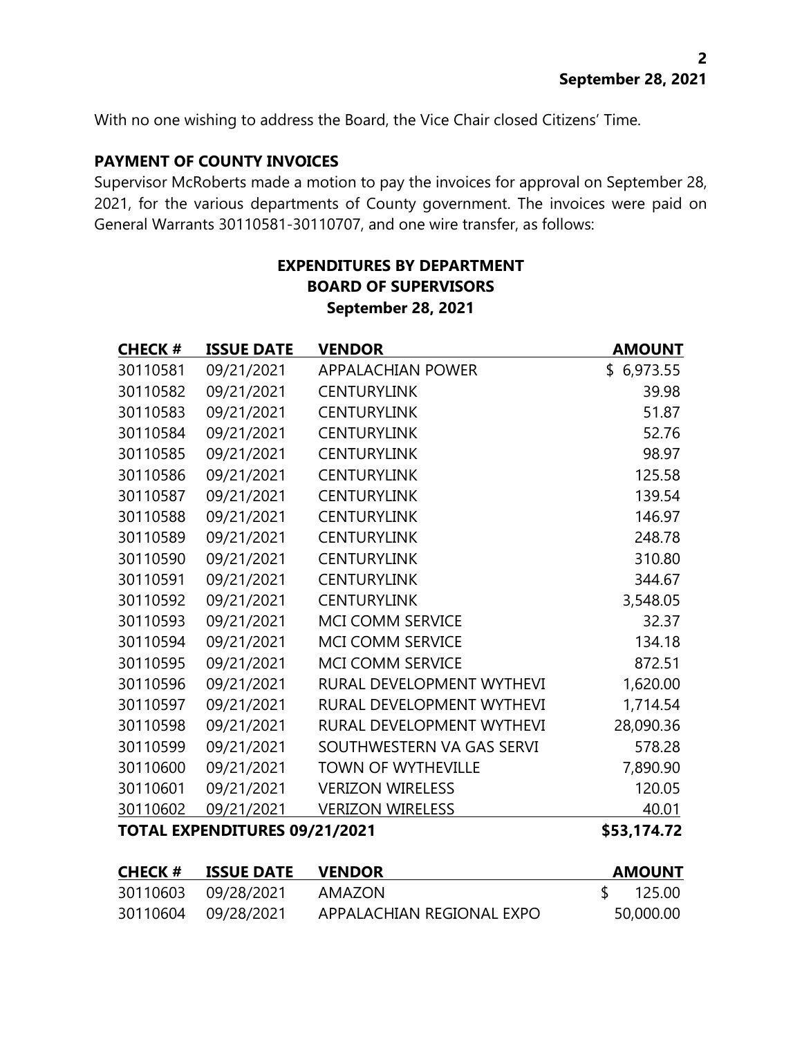With no one wishing to address the Board, the Vice Chair closed Citizens' Time.

## PAYMENT OF COUNTY INVOICES

Supervisor McRoberts made a motion to pay the invoices for approval on September 28, 2021, for the various departments of County government. The invoices were paid on General Warrants 30110581-30110707, and one wire transfer, as follows:

### EXPENDITURES BY DEPARTMENT
### BOARD OF SUPERVISORS
### September 28, 2021

| CHECK # | ISSUE DATE | VENDOR | AMOUNT |
|---|---|---|---|
| 30110581 | 09/21/2021 | APPALACHIAN POWER | $ 6,973.55 |
| 30110582 | 09/21/2021 | CENTURYLINK | 39.98 |
| 30110583 | 09/21/2021 | CENTURYLINK | 51.87 |
| 30110584 | 09/21/2021 | CENTURYLINK | 52.76 |
| 30110585 | 09/21/2021 | CENTURYLINK | 98.97 |
| 30110586 | 09/21/2021 | CENTURYLINK | 125.58 |
| 30110587 | 09/21/2021 | CENTURYLINK | 139.54 |
| 30110588 | 09/21/2021 | CENTURYLINK | 146.97 |
| 30110589 | 09/21/2021 | CENTURYLINK | 248.78 |
| 30110590 | 09/21/2021 | CENTURYLINK | 310.80 |
| 30110591 | 09/21/2021 | CENTURYLINK | 344.67 |
| 30110592 | 09/21/2021 | CENTURYLINK | 3,548.05 |
| 30110593 | 09/21/2021 | MCI COMM SERVICE | 32.37 |
| 30110594 | 09/21/2021 | MCI COMM SERVICE | 134.18 |
| 30110595 | 09/21/2021 | MCI COMM SERVICE | 872.51 |
| 30110596 | 09/21/2021 | RURAL DEVELOPMENT WYTHEVI | 1,620.00 |
| 30110597 | 09/21/2021 | RURAL DEVELOPMENT WYTHEVI | 1,714.54 |
| 30110598 | 09/21/2021 | RURAL DEVELOPMENT WYTHEVI | 28,090.36 |
| 30110599 | 09/21/2021 | SOUTHWESTERN VA GAS SERVI | 578.28 |
| 30110600 | 09/21/2021 | TOWN OF WYTHEVILLE | 7,890.90 |
| 30110601 | 09/21/2021 | VERIZON WIRELESS | 120.05 |
| 30110602 | 09/21/2021 | VERIZON WIRELESS | 40.01 |
| **TOTAL EXPENDITURES 09/21/2021** | | | **$53,174.72** |

| CHECK # | ISSUE DATE | VENDOR | AMOUNT |
|---|---|---|---|
| 30110603 | 09/28/2021 | AMAZON | $ 125.00 |
| 30110604 | 09/28/2021 | APPALACHIAN REGIONAL EXPO | 50,000.00 |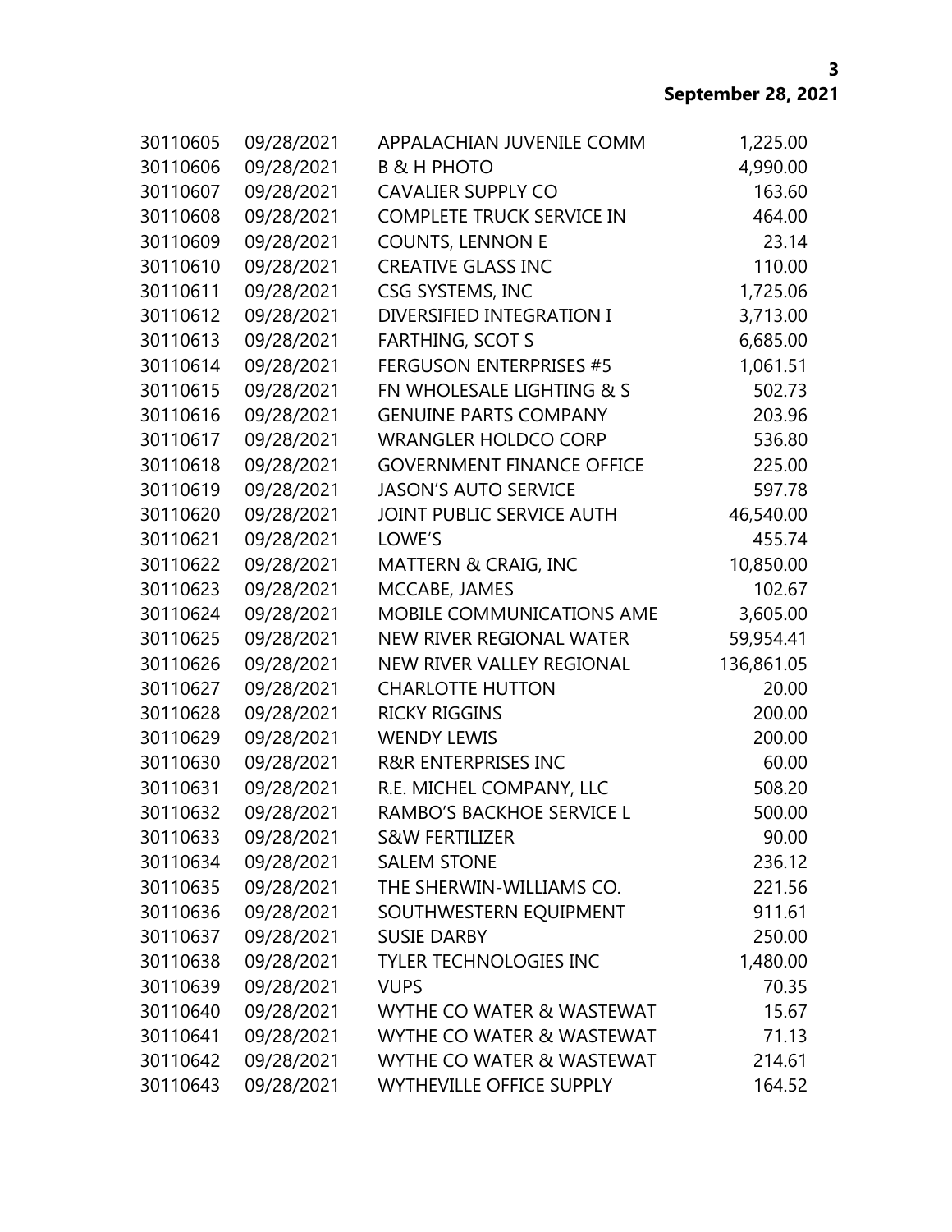| | | | |
|---|---|---|---|
| 30110605 | 09/28/2021 | APPALACHIAN JUVENILE COMM | 1,225.00 |
| 30110606 | 09/28/2021 | B & H PHOTO | 4,990.00 |
| 30110607 | 09/28/2021 | CAVALIER SUPPLY CO | 163.60 |
| 30110608 | 09/28/2021 | COMPLETE TRUCK SERVICE IN | 464.00 |
| 30110609 | 09/28/2021 | COUNTS, LENNON E | 23.14 |
| 30110610 | 09/28/2021 | CREATIVE GLASS INC | 110.00 |
| 30110611 | 09/28/2021 | CSG SYSTEMS, INC | 1,725.06 |
| 30110612 | 09/28/2021 | DIVERSIFIED INTEGRATION I | 3,713.00 |
| 30110613 | 09/28/2021 | FARTHING, SCOT S | 6,685.00 |
| 30110614 | 09/28/2021 | FERGUSON ENTERPRISES #5 | 1,061.51 |
| 30110615 | 09/28/2021 | FN WHOLESALE LIGHTING & S | 502.73 |
| 30110616 | 09/28/2021 | GENUINE PARTS COMPANY | 203.96 |
| 30110617 | 09/28/2021 | WRANGLER HOLDCO CORP | 536.80 |
| 30110618 | 09/28/2021 | GOVERNMENT FINANCE OFFICE | 225.00 |
| 30110619 | 09/28/2021 | JASON'S AUTO SERVICE | 597.78 |
| 30110620 | 09/28/2021 | JOINT PUBLIC SERVICE AUTH | 46,540.00 |
| 30110621 | 09/28/2021 | LOWE'S | 455.74 |
| 30110622 | 09/28/2021 | MATTERN & CRAIG, INC | 10,850.00 |
| 30110623 | 09/28/2021 | MCCABE, JAMES | 102.67 |
| 30110624 | 09/28/2021 | MOBILE COMMUNICATIONS AME | 3,605.00 |
| 30110625 | 09/28/2021 | NEW RIVER REGIONAL WATER | 59,954.41 |
| 30110626 | 09/28/2021 | NEW RIVER VALLEY REGIONAL | 136,861.05 |
| 30110627 | 09/28/2021 | CHARLOTTE HUTTON | 20.00 |
| 30110628 | 09/28/2021 | RICKY RIGGINS | 200.00 |
| 30110629 | 09/28/2021 | WENDY LEWIS | 200.00 |
| 30110630 | 09/28/2021 | R&R ENTERPRISES INC | 60.00 |
| 30110631 | 09/28/2021 | R.E. MICHEL COMPANY, LLC | 508.20 |
| 30110632 | 09/28/2021 | RAMBO'S BACKHOE SERVICE L | 500.00 |
| 30110633 | 09/28/2021 | S&W FERTILIZER | 90.00 |
| 30110634 | 09/28/2021 | SALEM STONE | 236.12 |
| 30110635 | 09/28/2021 | THE SHERWIN-WILLIAMS CO. | 221.56 |
| 30110636 | 09/28/2021 | SOUTHWESTERN EQUIPMENT | 911.61 |
| 30110637 | 09/28/2021 | SUSIE DARBY | 250.00 |
| 30110638 | 09/28/2021 | TYLER TECHNOLOGIES INC | 1,480.00 |
| 30110639 | 09/28/2021 | VUPS | 70.35 |
| 30110640 | 09/28/2021 | WYTHE CO WATER & WASTEWAT | 15.67 |
| 30110641 | 09/28/2021 | WYTHE CO WATER & WASTEWAT | 71.13 |
| 30110642 | 09/28/2021 | WYTHE CO WATER & WASTEWAT | 214.61 |
| 30110643 | 09/28/2021 | WYTHEVILLE OFFICE SUPPLY | 164.52 |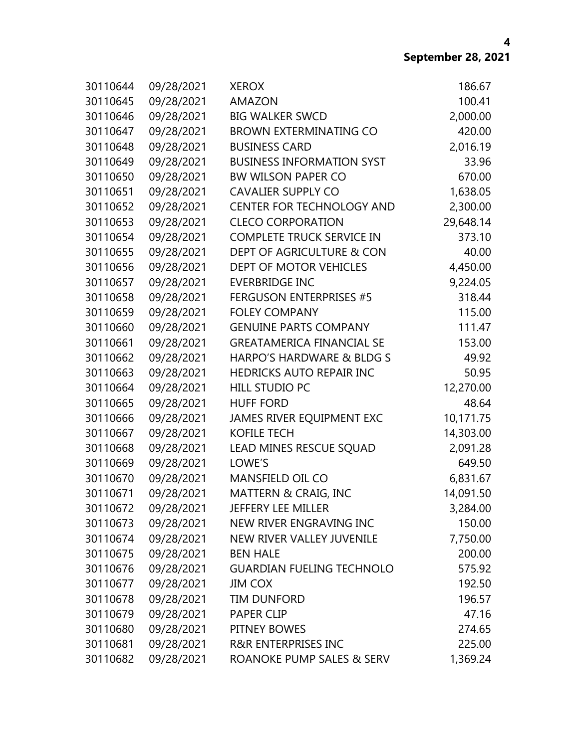| | | | |
|---|---|---|---|
| 30110644 | 09/28/2021 | XEROX | 186.67 |
| 30110645 | 09/28/2021 | AMAZON | 100.41 |
| 30110646 | 09/28/2021 | BIG WALKER SWCD | 2,000.00 |
| 30110647 | 09/28/2021 | BROWN EXTERMINATING CO | 420.00 |
| 30110648 | 09/28/2021 | BUSINESS CARD | 2,016.19 |
| 30110649 | 09/28/2021 | BUSINESS INFORMATION SYST | 33.96 |
| 30110650 | 09/28/2021 | BW WILSON PAPER CO | 670.00 |
| 30110651 | 09/28/2021 | CAVALIER SUPPLY CO | 1,638.05 |
| 30110652 | 09/28/2021 | CENTER FOR TECHNOLOGY AND | 2,300.00 |
| 30110653 | 09/28/2021 | CLECO CORPORATION | 29,648.14 |
| 30110654 | 09/28/2021 | COMPLETE TRUCK SERVICE IN | 373.10 |
| 30110655 | 09/28/2021 | DEPT OF AGRICULTURE & CON | 40.00 |
| 30110656 | 09/28/2021 | DEPT OF MOTOR VEHICLES | 4,450.00 |
| 30110657 | 09/28/2021 | EVERBRIDGE INC | 9,224.05 |
| 30110658 | 09/28/2021 | FERGUSON ENTERPRISES #5 | 318.44 |
| 30110659 | 09/28/2021 | FOLEY COMPANY | 115.00 |
| 30110660 | 09/28/2021 | GENUINE PARTS COMPANY | 111.47 |
| 30110661 | 09/28/2021 | GREATAMERICA FINANCIAL SE | 153.00 |
| 30110662 | 09/28/2021 | HARPO'S HARDWARE & BLDG S | 49.92 |
| 30110663 | 09/28/2021 | HEDRICKS AUTO REPAIR INC | 50.95 |
| 30110664 | 09/28/2021 | HILL STUDIO PC | 12,270.00 |
| 30110665 | 09/28/2021 | HUFF FORD | 48.64 |
| 30110666 | 09/28/2021 | JAMES RIVER EQUIPMENT EXC | 10,171.75 |
| 30110667 | 09/28/2021 | KOFILE TECH | 14,303.00 |
| 30110668 | 09/28/2021 | LEAD MINES RESCUE SQUAD | 2,091.28 |
| 30110669 | 09/28/2021 | LOWE'S | 649.50 |
| 30110670 | 09/28/2021 | MANSFIELD OIL CO | 6,831.67 |
| 30110671 | 09/28/2021 | MATTERN & CRAIG, INC | 14,091.50 |
| 30110672 | 09/28/2021 | JEFFERY LEE MILLER | 3,284.00 |
| 30110673 | 09/28/2021 | NEW RIVER ENGRAVING INC | 150.00 |
| 30110674 | 09/28/2021 | NEW RIVER VALLEY JUVENILE | 7,750.00 |
| 30110675 | 09/28/2021 | BEN HALE | 200.00 |
| 30110676 | 09/28/2021 | GUARDIAN FUELING TECHNOLO | 575.92 |
| 30110677 | 09/28/2021 | JIM COX | 192.50 |
| 30110678 | 09/28/2021 | TIM DUNFORD | 196.57 |
| 30110679 | 09/28/2021 | PAPER CLIP | 47.16 |
| 30110680 | 09/28/2021 | PITNEY BOWES | 274.65 |
| 30110681 | 09/28/2021 | R&R ENTERPRISES INC | 225.00 |
| 30110682 | 09/28/2021 | ROANOKE PUMP SALES & SERV | 1,369.24 |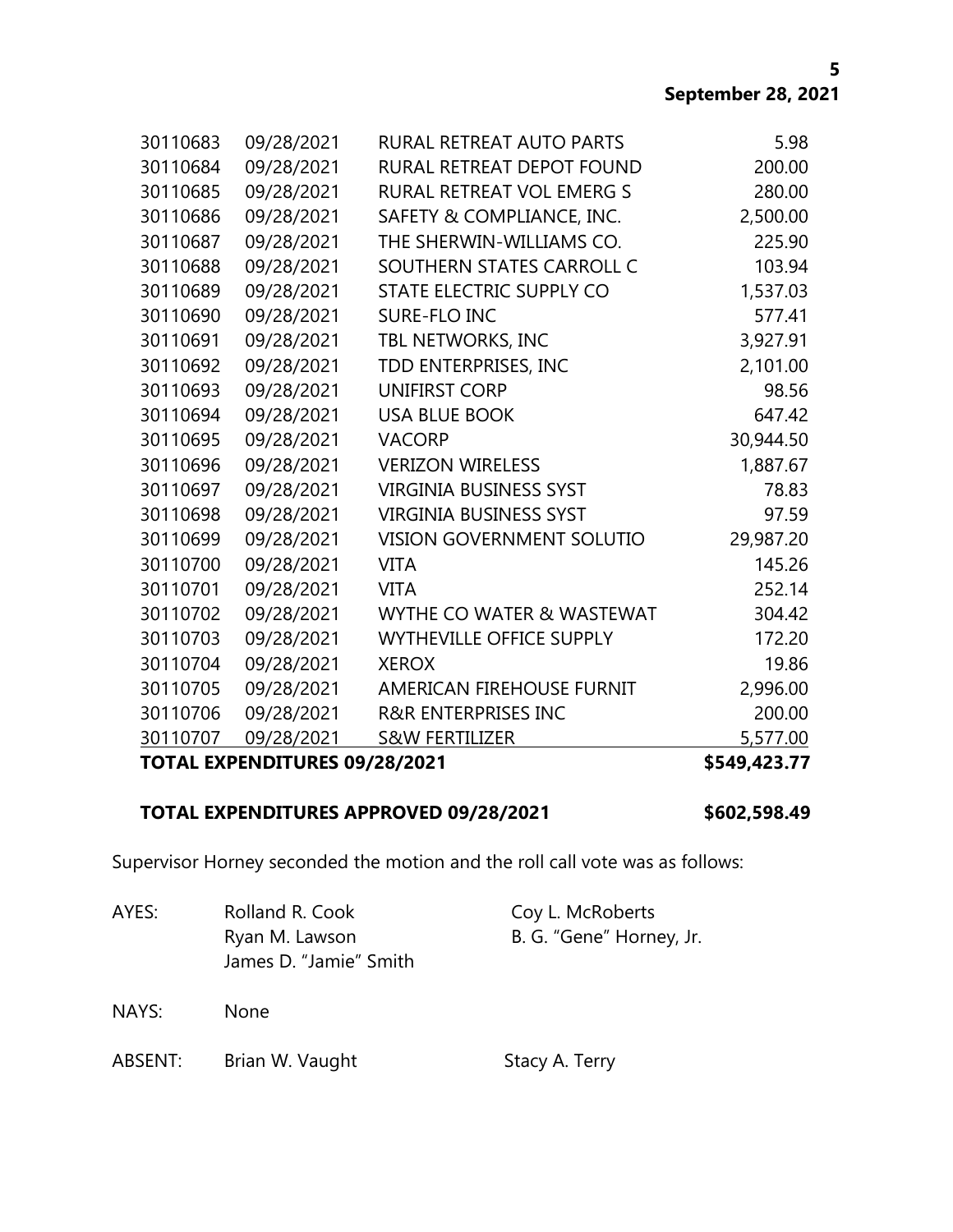| | | | |
|---|---|---|---|
| 30110683 | 09/28/2021 | RURAL RETREAT AUTO PARTS | 5.98 |
| 30110684 | 09/28/2021 | RURAL RETREAT DEPOT FOUND | 200.00 |
| 30110685 | 09/28/2021 | RURAL RETREAT VOL EMERG S | 280.00 |
| 30110686 | 09/28/2021 | SAFETY & COMPLIANCE, INC. | 2,500.00 |
| 30110687 | 09/28/2021 | THE SHERWIN-WILLIAMS CO. | 225.90 |
| 30110688 | 09/28/2021 | SOUTHERN STATES CARROLL C | 103.94 |
| 30110689 | 09/28/2021 | STATE ELECTRIC SUPPLY CO | 1,537.03 |
| 30110690 | 09/28/2021 | SURE-FLO INC | 577.41 |
| 30110691 | 09/28/2021 | TBL NETWORKS, INC | 3,927.91 |
| 30110692 | 09/28/2021 | TDD ENTERPRISES, INC | 2,101.00 |
| 30110693 | 09/28/2021 | UNIFIRST CORP | 98.56 |
| 30110694 | 09/28/2021 | USA BLUE BOOK | 647.42 |
| 30110695 | 09/28/2021 | VACORP | 30,944.50 |
| 30110696 | 09/28/2021 | VERIZON WIRELESS | 1,887.67 |
| 30110697 | 09/28/2021 | VIRGINIA BUSINESS SYST | 78.83 |
| 30110698 | 09/28/2021 | VIRGINIA BUSINESS SYST | 97.59 |
| 30110699 | 09/28/2021 | VISION GOVERNMENT SOLUTIO | 29,987.20 |
| 30110700 | 09/28/2021 | VITA | 145.26 |
| 30110701 | 09/28/2021 | VITA | 252.14 |
| 30110702 | 09/28/2021 | WYTHE CO WATER & WASTEWAT | 304.42 |
| 30110703 | 09/28/2021 | WYTHEVILLE OFFICE SUPPLY | 172.20 |
| 30110704 | 09/28/2021 | XEROX | 19.86 |
| 30110705 | 09/28/2021 | AMERICAN FIREHOUSE FURNIT | 2,996.00 |
| 30110706 | 09/28/2021 | R&R ENTERPRISES INC | 200.00 |
| 30110707 | 09/28/2021 | S&W FERTILIZER | 5,577.00 |
| **TOTAL EXPENDITURES 09/28/2021** | | | **$549,423.77** |

**TOTAL EXPENDITURES APPROVED 09/28/2021 $602,598.49**

Supervisor Horney seconded the motion and the roll call vote was as follows:

AYES: Rolland R. Cook, Coy L. McRoberts, Ryan M. Lawson, B. G. "Gene" Horney, Jr., James D. "Jamie" Smith

NAYS: None

ABSENT: Brian W. Vaught, Stacy A. Terry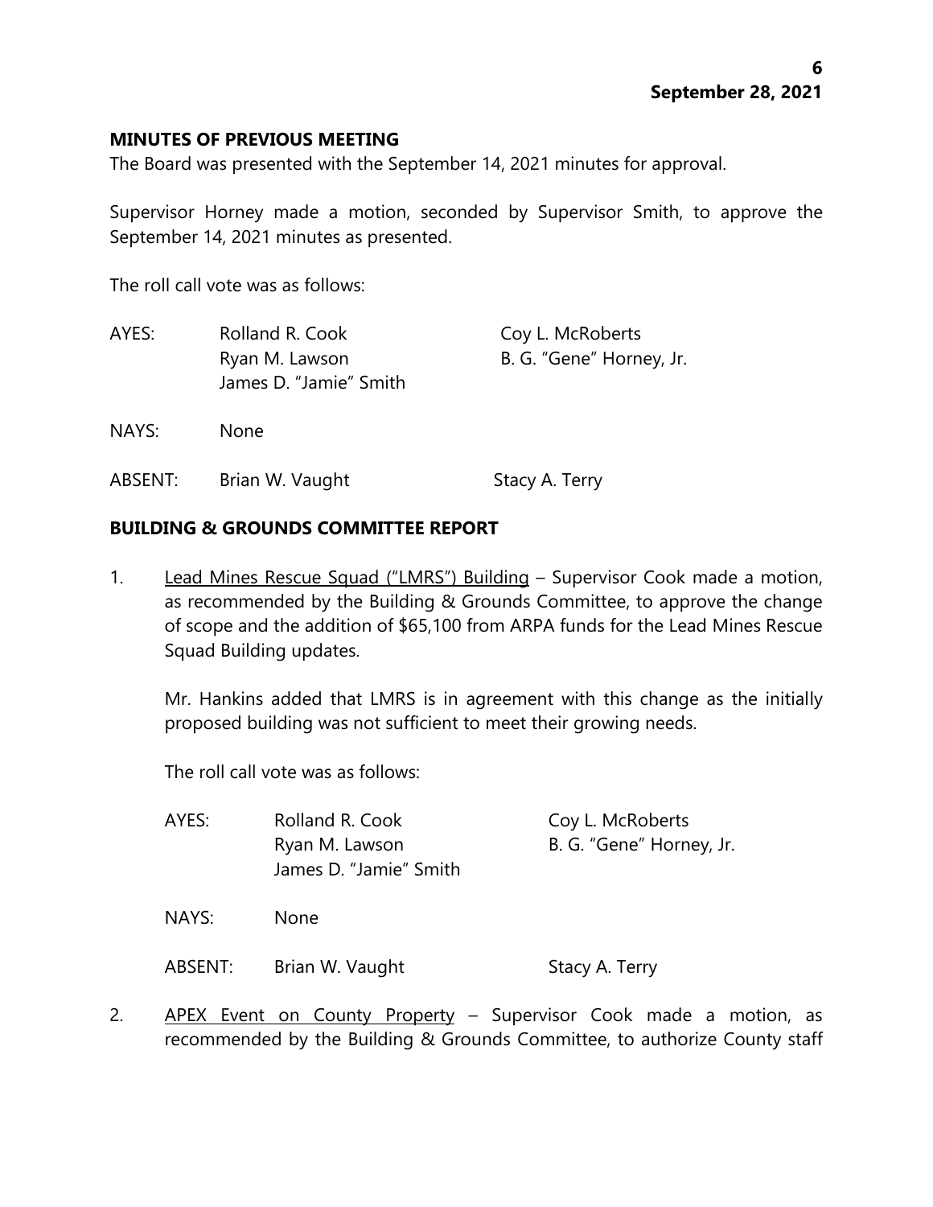## MINUTES OF PREVIOUS MEETING

The Board was presented with the September 14, 2021 minutes for approval.

Supervisor Horney made a motion, seconded by Supervisor Smith, to approve the September 14, 2021 minutes as presented.

The roll call vote was as follows:

| | | |
|---|---|---|
| AYES: | Rolland R. Cook | Coy L. McRoberts |
| | Ryan M. Lawson | B. G. "Gene" Horney, Jr. |
| | James D. "Jamie" Smith | |
| NAYS: | None | |
| ABSENT: | Brian W. Vaught | Stacy A. Terry |

## BUILDING & GROUNDS COMMITTEE REPORT

1. Lead Mines Rescue Squad ("LMRS") Building – Supervisor Cook made a motion, as recommended by the Building & Grounds Committee, to approve the change of scope and the addition of $65,100 from ARPA funds for the Lead Mines Rescue Squad Building updates.

   Mr. Hankins added that LMRS is in agreement with this change as the initially proposed building was not sufficient to meet their growing needs.

   The roll call vote was as follows:

   | | | |
   |---|---|---|
   | AYES: | Rolland R. Cook | Coy L. McRoberts |
   | | Ryan M. Lawson | B. G. "Gene" Horney, Jr. |
   | | James D. "Jamie" Smith | |
   | NAYS: | None | |
   | ABSENT: | Brian W. Vaught | Stacy A. Terry |

2. APEX Event on County Property – Supervisor Cook made a motion, as recommended by the Building & Grounds Committee, to authorize County staff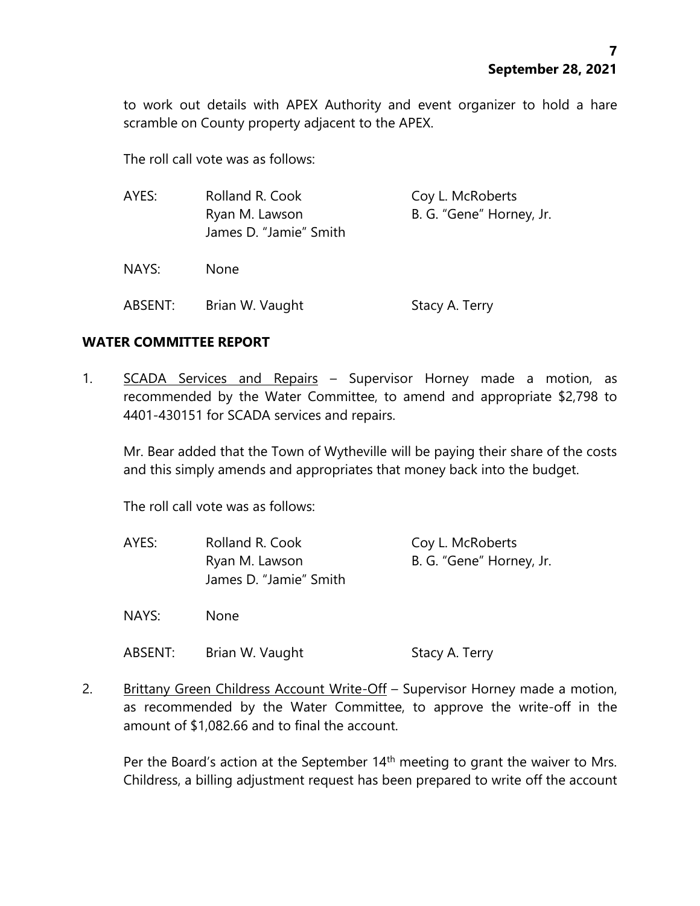to work out details with APEX Authority and event organizer to hold a hare scramble on County property adjacent to the APEX.

The roll call vote was as follows:

| | | |
|---|---|---|
| AYES: | Rolland R. Cook<br>Ryan M. Lawson<br>James D. "Jamie" Smith | Coy L. McRoberts<br>B. G. "Gene" Horney, Jr. |
| NAYS: | None | |
| ABSENT: | Brian W. Vaught | Stacy A. Terry |

## WATER COMMITTEE REPORT

1. SCADA Services and Repairs – Supervisor Horney made a motion, as recommended by the Water Committee, to amend and appropriate $2,798 to 4401-430151 for SCADA services and repairs.

   Mr. Bear added that the Town of Wytheville will be paying their share of the costs and this simply amends and appropriates that money back into the budget.

   The roll call vote was as follows:

| | | |
|---|---|---|
| AYES: | Rolland R. Cook<br>Ryan M. Lawson<br>James D. "Jamie" Smith | Coy L. McRoberts<br>B. G. "Gene" Horney, Jr. |
| NAYS: | None | |
| ABSENT: | Brian W. Vaught | Stacy A. Terry |

2. Brittany Green Childress Account Write-Off – Supervisor Horney made a motion, as recommended by the Water Committee, to approve the write-off in the amount of $1,082.66 and to final the account.

   Per the Board's action at the September 14th meeting to grant the waiver to Mrs. Childress, a billing adjustment request has been prepared to write off the account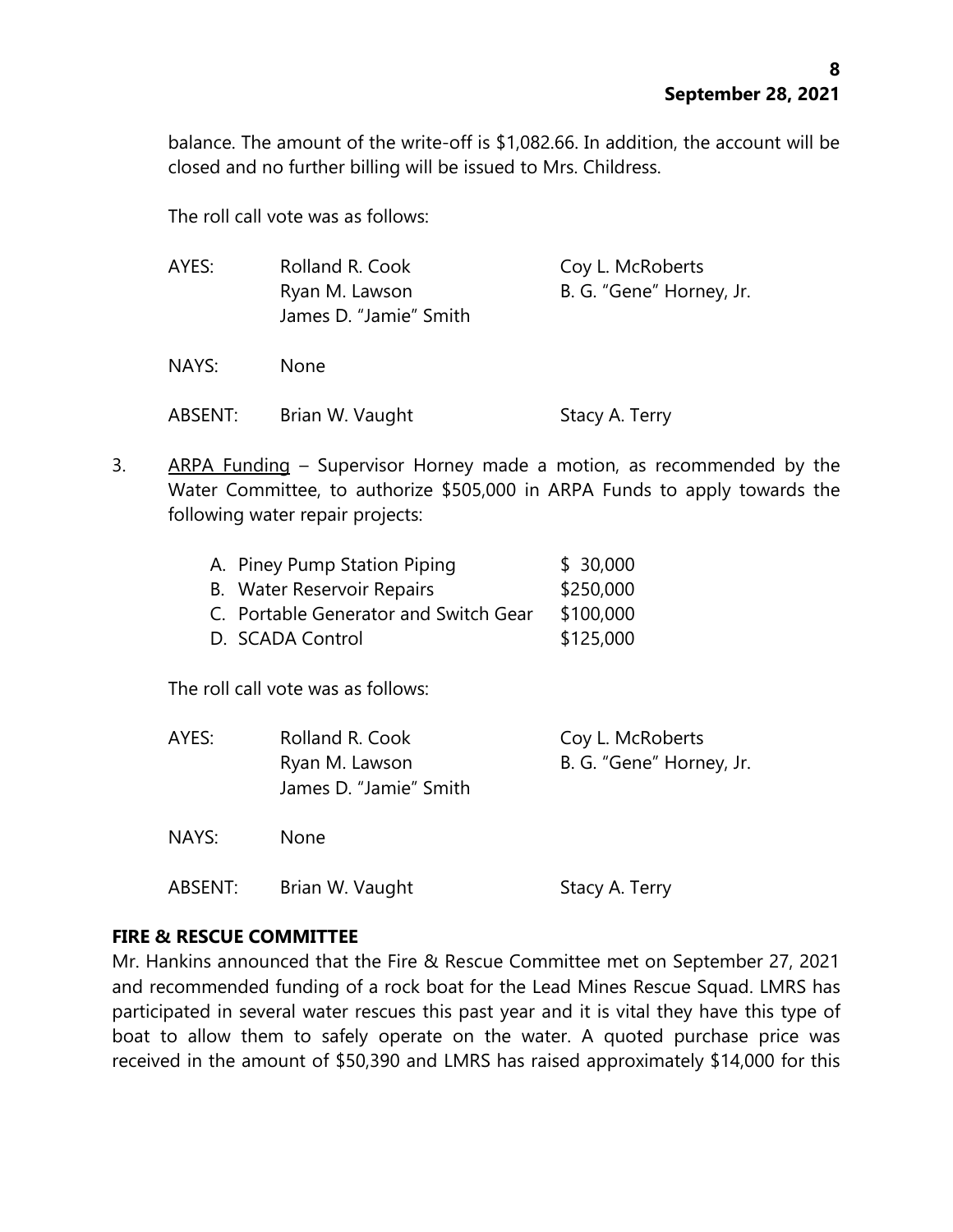balance. The amount of the write-off is $1,082.66. In addition, the account will be closed and no further billing will be issued to Mrs. Childress.

The roll call vote was as follows:

| | | |
|---|---|---|
| AYES: | Rolland R. Cook | Coy L. McRoberts |
| | Ryan M. Lawson | B. G. "Gene" Horney, Jr. |
| | James D. "Jamie" Smith | |
| NAYS: | None | |
| ABSENT: | Brian W. Vaught | Stacy A. Terry |

3. ARPA Funding – Supervisor Horney made a motion, as recommended by the Water Committee, to authorize $505,000 in ARPA Funds to apply towards the following water repair projects:

| | |
|---|---|
| A. Piney Pump Station Piping | $ 30,000 |
| B. Water Reservoir Repairs | $250,000 |
| C. Portable Generator and Switch Gear | $100,000 |
| D. SCADA Control | $125,000 |

The roll call vote was as follows:

| | | |
|---|---|---|
| AYES: | Rolland R. Cook | Coy L. McRoberts |
| | Ryan M. Lawson | B. G. "Gene" Horney, Jr. |
| | James D. "Jamie" Smith | |
| NAYS: | None | |
| ABSENT: | Brian W. Vaught | Stacy A. Terry |

**FIRE & RESCUE COMMITTEE**

Mr. Hankins announced that the Fire & Rescue Committee met on September 27, 2021 and recommended funding of a rock boat for the Lead Mines Rescue Squad. LMRS has participated in several water rescues this past year and it is vital they have this type of boat to allow them to safely operate on the water. A quoted purchase price was received in the amount of $50,390 and LMRS has raised approximately $14,000 for this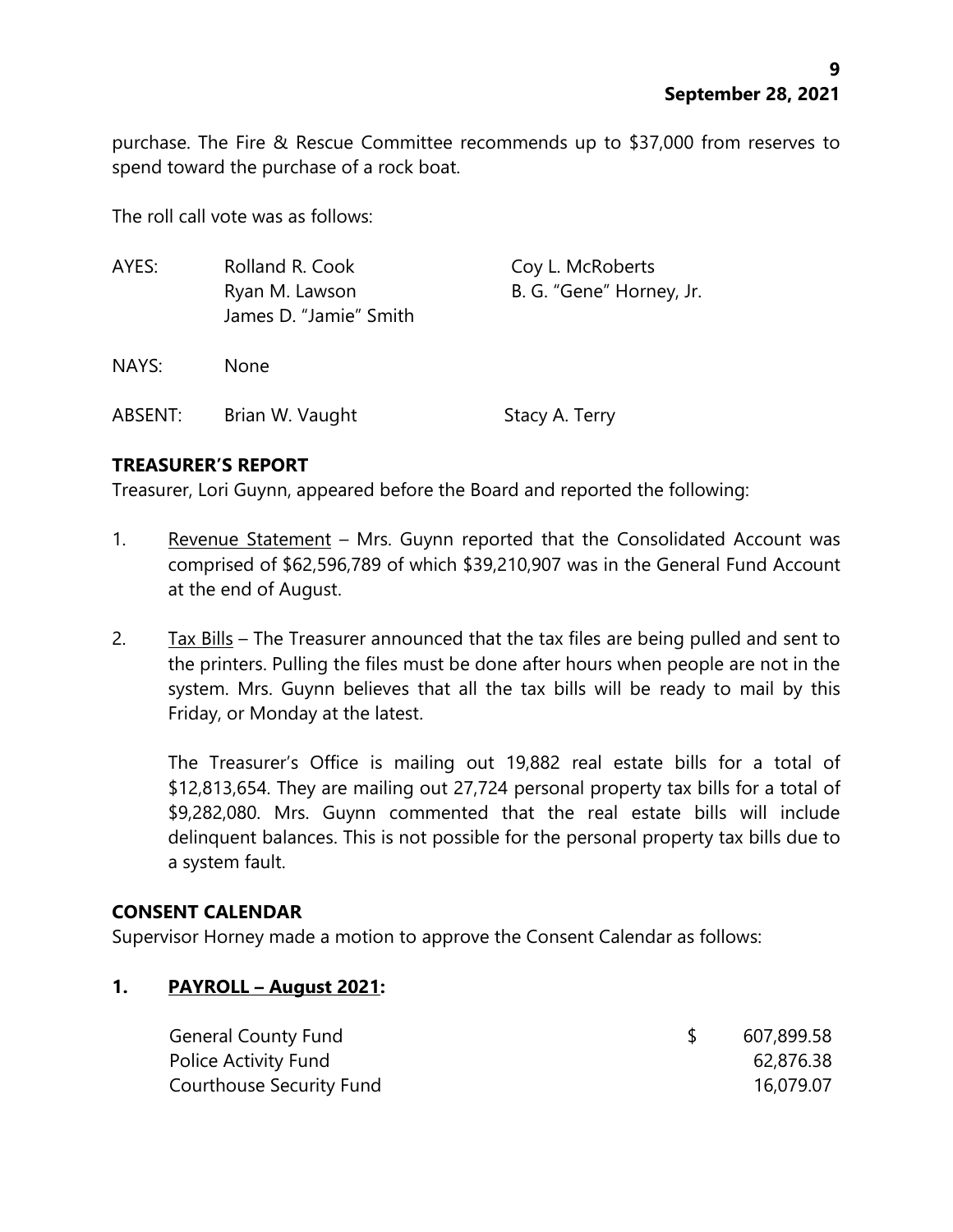purchase. The Fire & Rescue Committee recommends up to $37,000 from reserves to spend toward the purchase of a rock boat.

The roll call vote was as follows:

| | | |
|---|---|---|
| AYES: | Rolland R. Cook | Coy L. McRoberts |
| | Ryan M. Lawson | B. G. "Gene" Horney, Jr. |
| | James D. "Jamie" Smith | |
| NAYS: | None | |
| ABSENT: | Brian W. Vaught | Stacy A. Terry |

## TREASURER'S REPORT

Treasurer, Lori Guynn, appeared before the Board and reported the following:

1. Revenue Statement – Mrs. Guynn reported that the Consolidated Account was comprised of $62,596,789 of which $39,210,907 was in the General Fund Account at the end of August.

2. Tax Bills – The Treasurer announced that the tax files are being pulled and sent to the printers. Pulling the files must be done after hours when people are not in the system. Mrs. Guynn believes that all the tax bills will be ready to mail by this Friday, or Monday at the latest.

   The Treasurer's Office is mailing out 19,882 real estate bills for a total of $12,813,654. They are mailing out 27,724 personal property tax bills for a total of $9,282,080. Mrs. Guynn commented that the real estate bills will include delinquent balances. This is not possible for the personal property tax bills due to a system fault.

## CONSENT CALENDAR

Supervisor Horney made a motion to approve the Consent Calendar as follows:

### 1. PAYROLL – August 2021:

| | |
|---|---|
| General County Fund | $ 607,899.58 |
| Police Activity Fund | 62,876.38 |
| Courthouse Security Fund | 16,079.07 |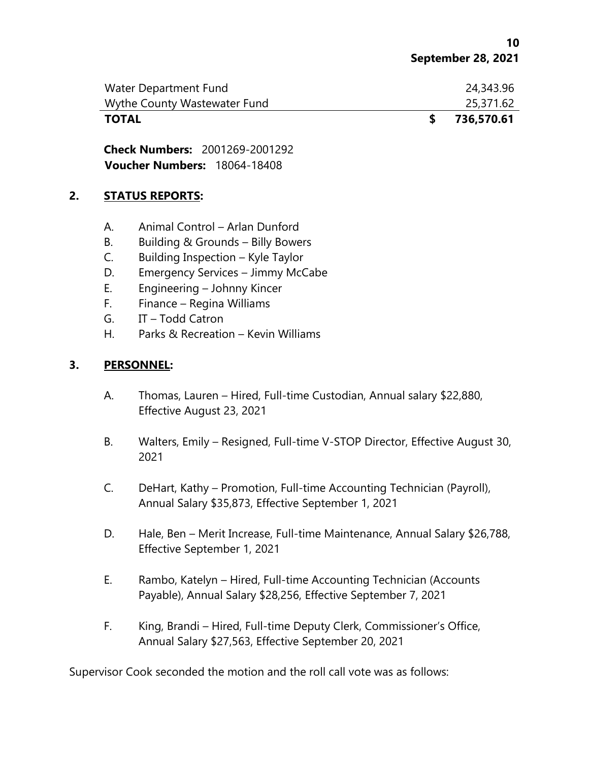| | | |
|---|---|---|
| Water Department Fund | | 24,343.96 |
| Wythe County Wastewater Fund | | 25,371.62 |
| **TOTAL** | **$** | **736,570.61** |

**Check Numbers:** 2001269-2001292
**Voucher Numbers:** 18064-18408

## 2. STATUS REPORTS:

A. Animal Control – Arlan Dunford
B. Building & Grounds – Billy Bowers
C. Building Inspection – Kyle Taylor
D. Emergency Services – Jimmy McCabe
E. Engineering – Johnny Kincer
F. Finance – Regina Williams
G. IT – Todd Catron
H. Parks & Recreation – Kevin Williams

## 3. PERSONNEL:

A. Thomas, Lauren – Hired, Full-time Custodian, Annual salary $22,880, Effective August 23, 2021

B. Walters, Emily – Resigned, Full-time V-STOP Director, Effective August 30, 2021

C. DeHart, Kathy – Promotion, Full-time Accounting Technician (Payroll), Annual Salary $35,873, Effective September 1, 2021

D. Hale, Ben – Merit Increase, Full-time Maintenance, Annual Salary $26,788, Effective September 1, 2021

E. Rambo, Katelyn – Hired, Full-time Accounting Technician (Accounts Payable), Annual Salary $28,256, Effective September 7, 2021

F. King, Brandi – Hired, Full-time Deputy Clerk, Commissioner's Office, Annual Salary $27,563, Effective September 20, 2021

Supervisor Cook seconded the motion and the roll call vote was as follows: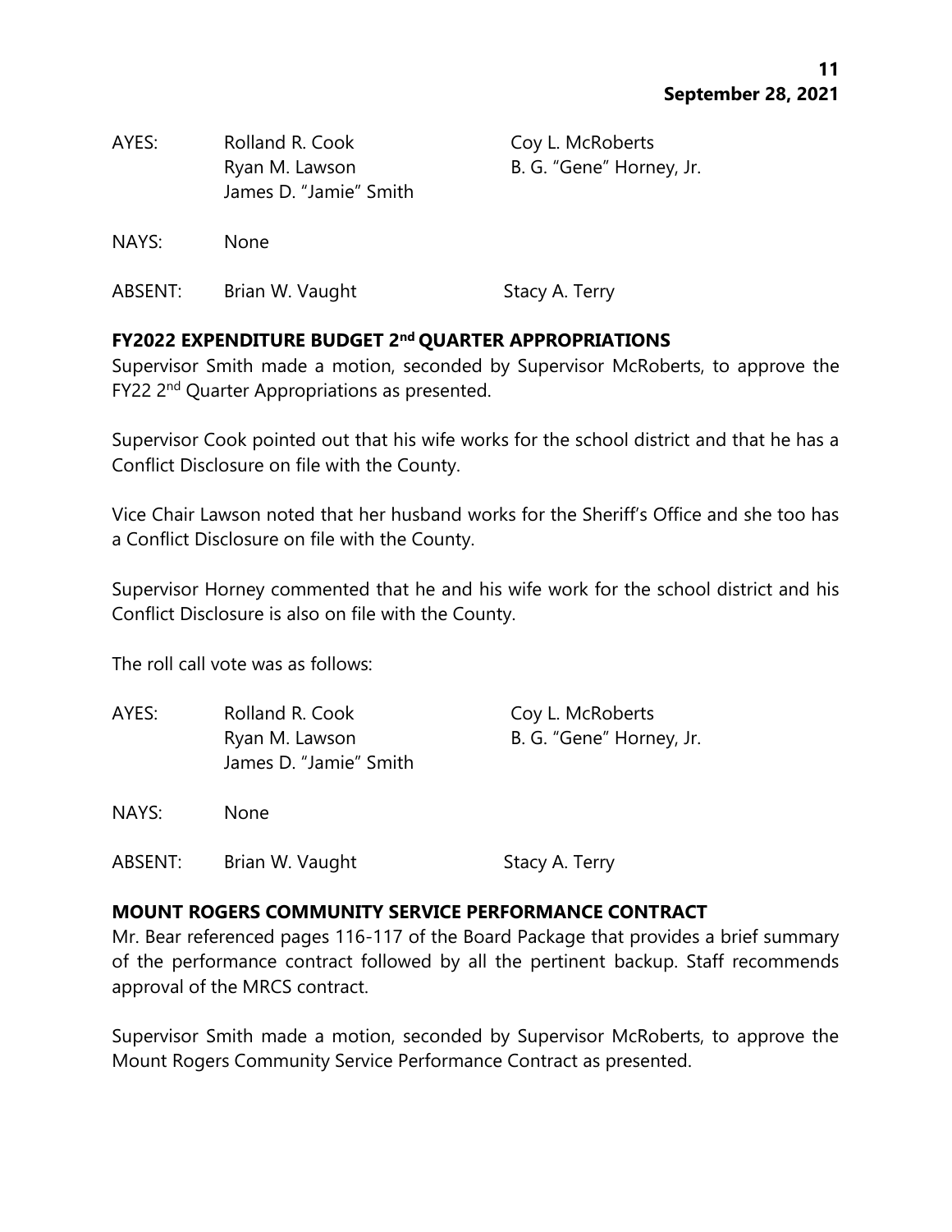| | | |
|---|---|---|
| AYES: | Rolland R. Cook | Coy L. McRoberts |
| | Ryan M. Lawson | B. G. "Gene" Horney, Jr. |
| | James D. "Jamie" Smith | |
| NAYS: | None | |
| ABSENT: | Brian W. Vaught | Stacy A. Terry |

## FY2022 EXPENDITURE BUDGET 2nd QUARTER APPROPRIATIONS

Supervisor Smith made a motion, seconded by Supervisor McRoberts, to approve the FY22 2nd Quarter Appropriations as presented.

Supervisor Cook pointed out that his wife works for the school district and that he has a Conflict Disclosure on file with the County.

Vice Chair Lawson noted that her husband works for the Sheriff's Office and she too has a Conflict Disclosure on file with the County.

Supervisor Horney commented that he and his wife work for the school district and his Conflict Disclosure is also on file with the County.

The roll call vote was as follows:

| | | |
|---|---|---|
| AYES: | Rolland R. Cook | Coy L. McRoberts |
| | Ryan M. Lawson | B. G. "Gene" Horney, Jr. |
| | James D. "Jamie" Smith | |
| NAYS: | None | |
| ABSENT: | Brian W. Vaught | Stacy A. Terry |

## MOUNT ROGERS COMMUNITY SERVICE PERFORMANCE CONTRACT

Mr. Bear referenced pages 116-117 of the Board Package that provides a brief summary of the performance contract followed by all the pertinent backup. Staff recommends approval of the MRCS contract.

Supervisor Smith made a motion, seconded by Supervisor McRoberts, to approve the Mount Rogers Community Service Performance Contract as presented.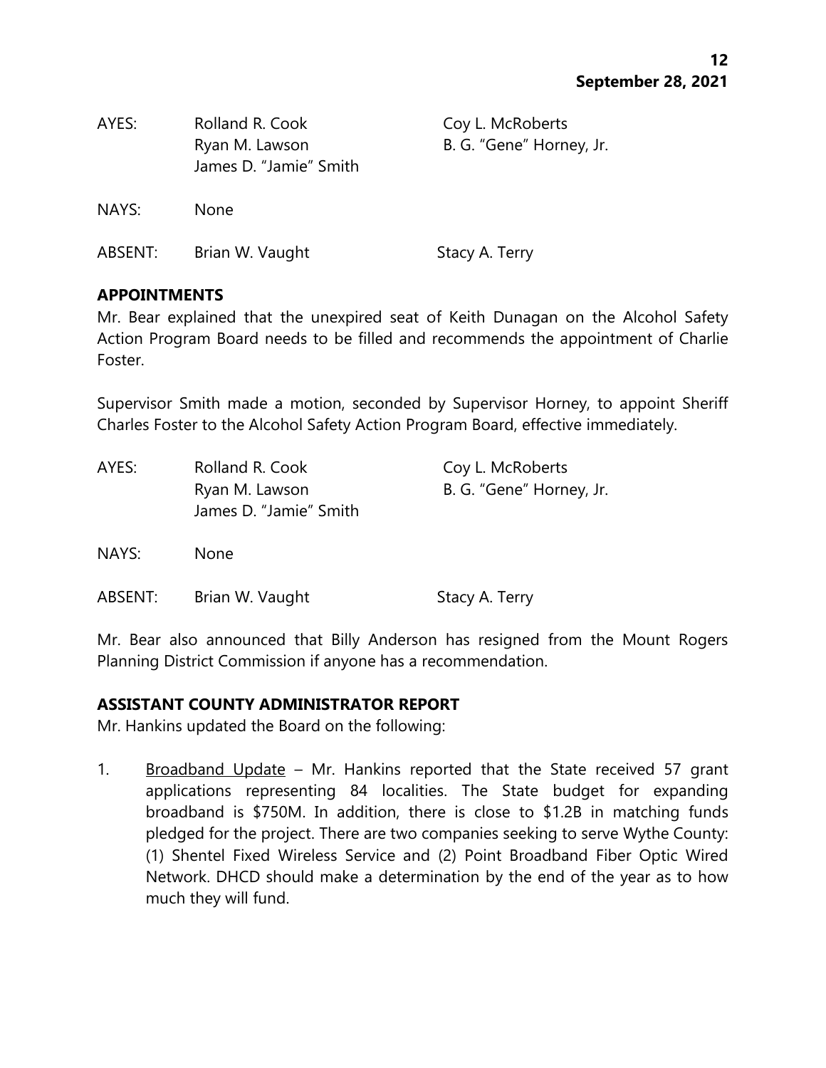| | | |
|---|---|---|
| AYES: | Rolland R. Cook | Coy L. McRoberts |
| | Ryan M. Lawson | B. G. "Gene" Horney, Jr. |
| | James D. "Jamie" Smith | |
| NAYS: | None | |
| ABSENT: | Brian W. Vaught | Stacy A. Terry |

## APPOINTMENTS

Mr. Bear explained that the unexpired seat of Keith Dunagan on the Alcohol Safety Action Program Board needs to be filled and recommends the appointment of Charlie Foster.

Supervisor Smith made a motion, seconded by Supervisor Horney, to appoint Sheriff Charles Foster to the Alcohol Safety Action Program Board, effective immediately.

| | | |
|---|---|---|
| AYES: | Rolland R. Cook | Coy L. McRoberts |
| | Ryan M. Lawson | B. G. "Gene" Horney, Jr. |
| | James D. "Jamie" Smith | |
| NAYS: | None | |
| ABSENT: | Brian W. Vaught | Stacy A. Terry |

Mr. Bear also announced that Billy Anderson has resigned from the Mount Rogers Planning District Commission if anyone has a recommendation.

## ASSISTANT COUNTY ADMINISTRATOR REPORT

Mr. Hankins updated the Board on the following:

1. Broadband Update – Mr. Hankins reported that the State received 57 grant applications representing 84 localities. The State budget for expanding broadband is $750M. In addition, there is close to $1.2B in matching funds pledged for the project. There are two companies seeking to serve Wythe County: (1) Shentel Fixed Wireless Service and (2) Point Broadband Fiber Optic Wired Network. DHCD should make a determination by the end of the year as to how much they will fund.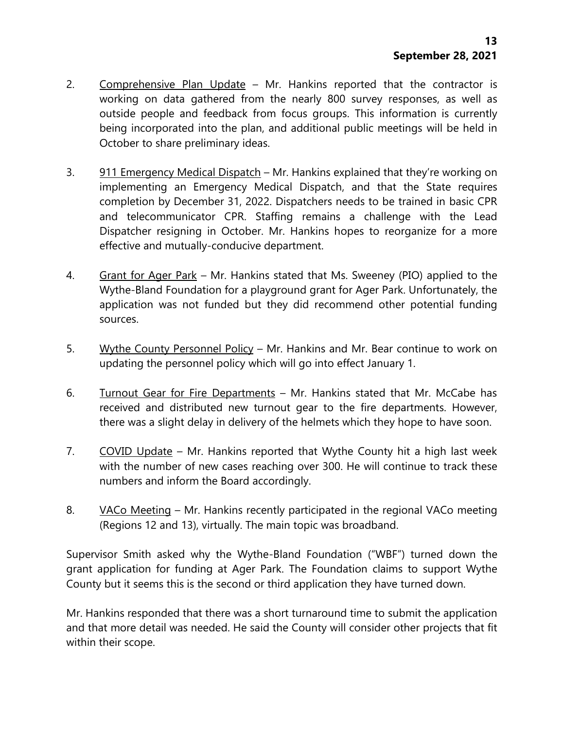2. Comprehensive Plan Update – Mr. Hankins reported that the contractor is working on data gathered from the nearly 800 survey responses, as well as outside people and feedback from focus groups. This information is currently being incorporated into the plan, and additional public meetings will be held in October to share preliminary ideas.

3. 911 Emergency Medical Dispatch – Mr. Hankins explained that they're working on implementing an Emergency Medical Dispatch, and that the State requires completion by December 31, 2022. Dispatchers needs to be trained in basic CPR and telecommunicator CPR. Staffing remains a challenge with the Lead Dispatcher resigning in October. Mr. Hankins hopes to reorganize for a more effective and mutually-conducive department.

4. Grant for Ager Park – Mr. Hankins stated that Ms. Sweeney (PIO) applied to the Wythe-Bland Foundation for a playground grant for Ager Park. Unfortunately, the application was not funded but they did recommend other potential funding sources.

5. Wythe County Personnel Policy – Mr. Hankins and Mr. Bear continue to work on updating the personnel policy which will go into effect January 1.

6. Turnout Gear for Fire Departments – Mr. Hankins stated that Mr. McCabe has received and distributed new turnout gear to the fire departments. However, there was a slight delay in delivery of the helmets which they hope to have soon.

7. COVID Update – Mr. Hankins reported that Wythe County hit a high last week with the number of new cases reaching over 300. He will continue to track these numbers and inform the Board accordingly.

8. VACo Meeting – Mr. Hankins recently participated in the regional VACo meeting (Regions 12 and 13), virtually. The main topic was broadband.

Supervisor Smith asked why the Wythe-Bland Foundation ("WBF") turned down the grant application for funding at Ager Park. The Foundation claims to support Wythe County but it seems this is the second or third application they have turned down.

Mr. Hankins responded that there was a short turnaround time to submit the application and that more detail was needed. He said the County will consider other projects that fit within their scope.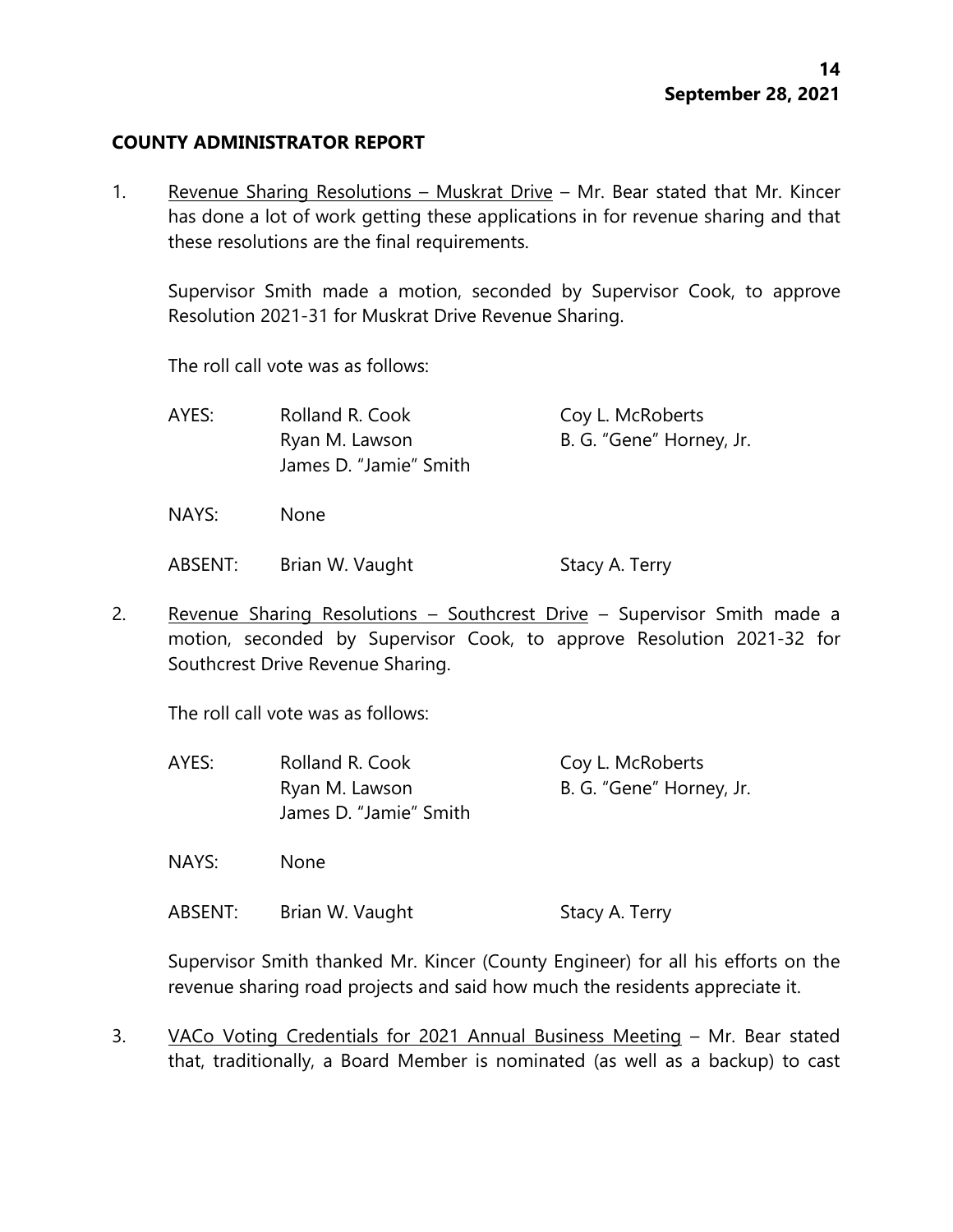## COUNTY ADMINISTRATOR REPORT

1. Revenue Sharing Resolutions – Muskrat Drive – Mr. Bear stated that Mr. Kincer has done a lot of work getting these applications in for revenue sharing and that these resolutions are the final requirements.

   Supervisor Smith made a motion, seconded by Supervisor Cook, to approve Resolution 2021-31 for Muskrat Drive Revenue Sharing.

   The roll call vote was as follows:

   | | | |
   |---|---|---|
   | AYES: | Rolland R. Cook<br>Ryan M. Lawson<br>James D. "Jamie" Smith | Coy L. McRoberts<br>B. G. "Gene" Horney, Jr. |
   | NAYS: | None | |
   | ABSENT: | Brian W. Vaught | Stacy A. Terry |

2. Revenue Sharing Resolutions – Southcrest Drive – Supervisor Smith made a motion, seconded by Supervisor Cook, to approve Resolution 2021-32 for Southcrest Drive Revenue Sharing.

   The roll call vote was as follows:

   | | | |
   |---|---|---|
   | AYES: | Rolland R. Cook<br>Ryan M. Lawson<br>James D. "Jamie" Smith | Coy L. McRoberts<br>B. G. "Gene" Horney, Jr. |
   | NAYS: | None | |
   | ABSENT: | Brian W. Vaught | Stacy A. Terry |

   Supervisor Smith thanked Mr. Kincer (County Engineer) for all his efforts on the revenue sharing road projects and said how much the residents appreciate it.

3. VACo Voting Credentials for 2021 Annual Business Meeting – Mr. Bear stated that, traditionally, a Board Member is nominated (as well as a backup) to cast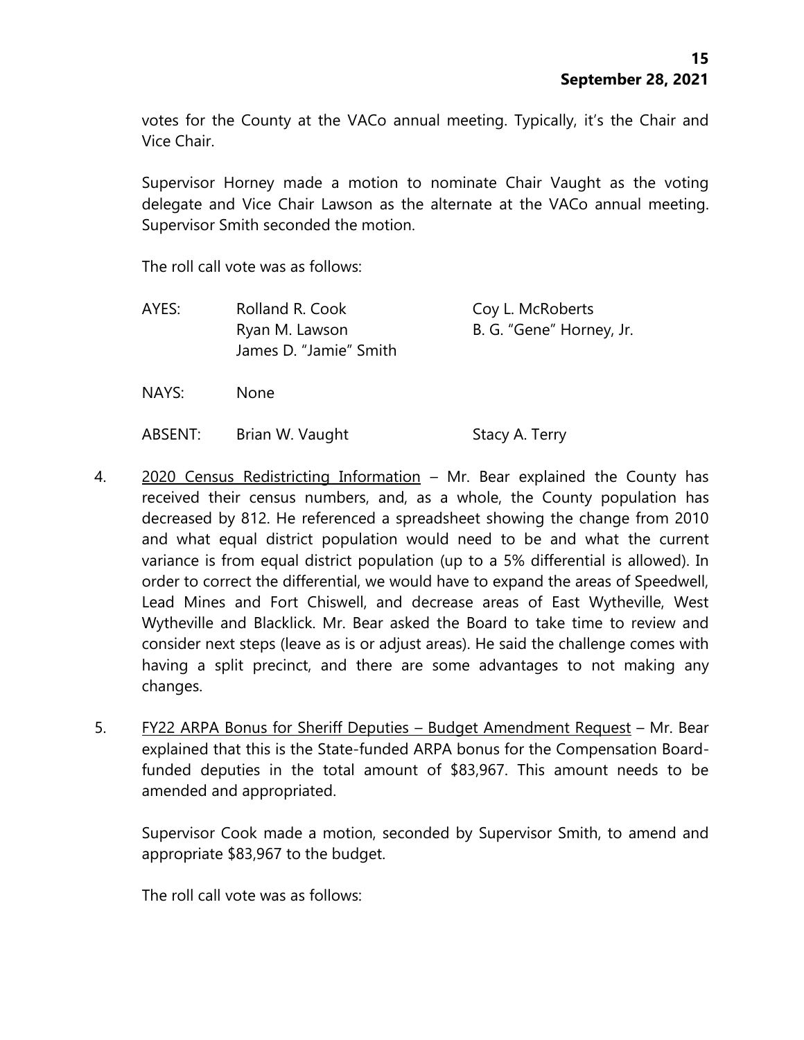votes for the County at the VACo annual meeting. Typically, it's the Chair and Vice Chair.

Supervisor Horney made a motion to nominate Chair Vaught as the voting delegate and Vice Chair Lawson as the alternate at the VACo annual meeting. Supervisor Smith seconded the motion.

The roll call vote was as follows:

| | | |
|---|---|---|
| AYES: | Rolland R. Cook | Coy L. McRoberts |
| | Ryan M. Lawson | B. G. "Gene" Horney, Jr. |
| | James D. "Jamie" Smith | |
| NAYS: | None | |
| ABSENT: | Brian W. Vaught | Stacy A. Terry |

4. 2020 Census Redistricting Information – Mr. Bear explained the County has received their census numbers, and, as a whole, the County population has decreased by 812. He referenced a spreadsheet showing the change from 2010 and what equal district population would need to be and what the current variance is from equal district population (up to a 5% differential is allowed). In order to correct the differential, we would have to expand the areas of Speedwell, Lead Mines and Fort Chiswell, and decrease areas of East Wytheville, West Wytheville and Blacklick. Mr. Bear asked the Board to take time to review and consider next steps (leave as is or adjust areas). He said the challenge comes with having a split precinct, and there are some advantages to not making any changes.

5. FY22 ARPA Bonus for Sheriff Deputies – Budget Amendment Request – Mr. Bear explained that this is the State-funded ARPA bonus for the Compensation Board-funded deputies in the total amount of $83,967. This amount needs to be amended and appropriated.

   Supervisor Cook made a motion, seconded by Supervisor Smith, to amend and appropriate $83,967 to the budget.

   The roll call vote was as follows: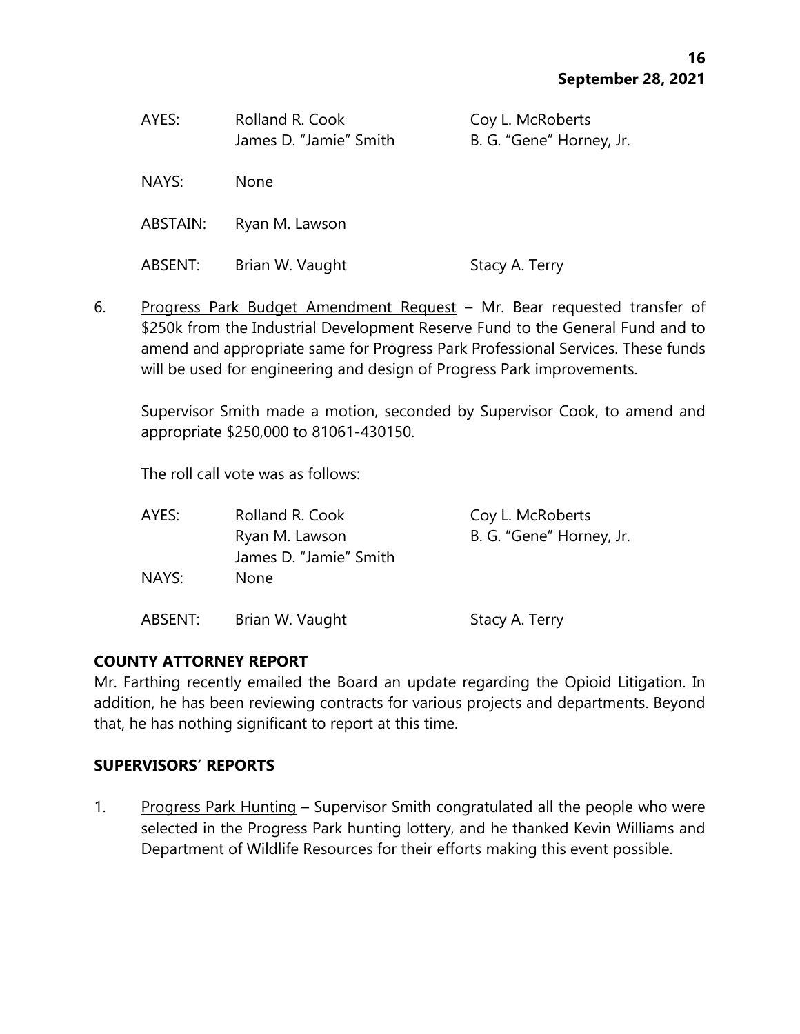| | | |
|---|---|---|
| AYES: | Rolland R. Cook | Coy L. McRoberts |
| | James D. "Jamie" Smith | B. G. "Gene" Horney, Jr. |
| NAYS: | None | |
| ABSTAIN: | Ryan M. Lawson | |
| ABSENT: | Brian W. Vaught | Stacy A. Terry |

6. Progress Park Budget Amendment Request – Mr. Bear requested transfer of $250k from the Industrial Development Reserve Fund to the General Fund and to amend and appropriate same for Progress Park Professional Services. These funds will be used for engineering and design of Progress Park improvements.

   Supervisor Smith made a motion, seconded by Supervisor Cook, to amend and appropriate $250,000 to 81061-430150.

   The roll call vote was as follows:

| | | |
|---|---|---|
| AYES: | Rolland R. Cook | Coy L. McRoberts |
| | Ryan M. Lawson | B. G. "Gene" Horney, Jr. |
| | James D. "Jamie" Smith | |
| NAYS: | None | |
| ABSENT: | Brian W. Vaught | Stacy A. Terry |

**COUNTY ATTORNEY REPORT**

Mr. Farthing recently emailed the Board an update regarding the Opioid Litigation. In addition, he has been reviewing contracts for various projects and departments. Beyond that, he has nothing significant to report at this time.

**SUPERVISORS' REPORTS**

1. Progress Park Hunting – Supervisor Smith congratulated all the people who were selected in the Progress Park hunting lottery, and he thanked Kevin Williams and Department of Wildlife Resources for their efforts making this event possible.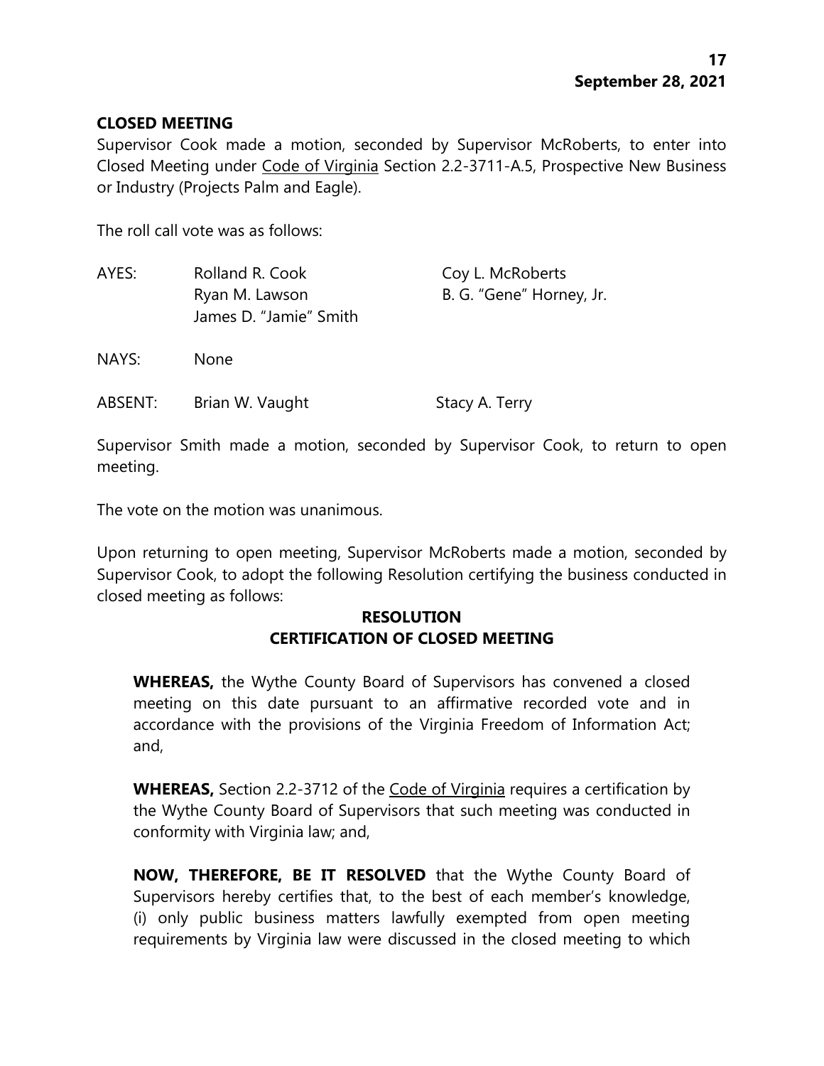## CLOSED MEETING

Supervisor Cook made a motion, seconded by Supervisor McRoberts, to enter into Closed Meeting under Code of Virginia Section 2.2-3711-A.5, Prospective New Business or Industry (Projects Palm and Eagle).

The roll call vote was as follows:

| | | |
|---|---|---|
| AYES: | Rolland R. Cook | Coy L. McRoberts |
| | Ryan M. Lawson | B. G. "Gene" Horney, Jr. |
| | James D. "Jamie" Smith | |
| NAYS: | None | |
| ABSENT: | Brian W. Vaught | Stacy A. Terry |

Supervisor Smith made a motion, seconded by Supervisor Cook, to return to open meeting.

The vote on the motion was unanimous.

Upon returning to open meeting, Supervisor McRoberts made a motion, seconded by Supervisor Cook, to adopt the following Resolution certifying the business conducted in closed meeting as follows:

**RESOLUTION**
**CERTIFICATION OF CLOSED MEETING**

**WHEREAS,** the Wythe County Board of Supervisors has convened a closed meeting on this date pursuant to an affirmative recorded vote and in accordance with the provisions of the Virginia Freedom of Information Act; and,

**WHEREAS,** Section 2.2-3712 of the Code of Virginia requires a certification by the Wythe County Board of Supervisors that such meeting was conducted in conformity with Virginia law; and,

**NOW, THEREFORE, BE IT RESOLVED** that the Wythe County Board of Supervisors hereby certifies that, to the best of each member's knowledge, (i) only public business matters lawfully exempted from open meeting requirements by Virginia law were discussed in the closed meeting to which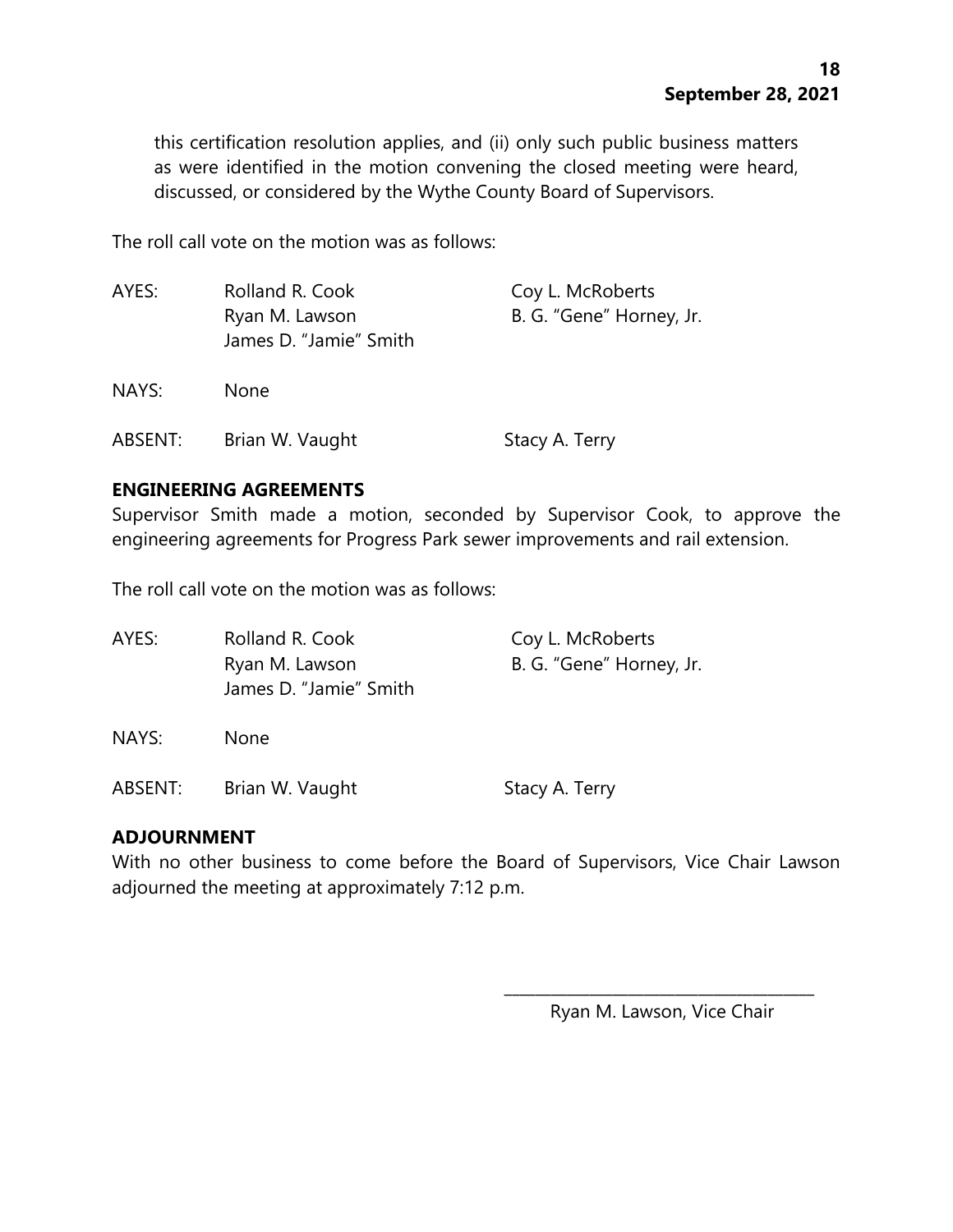this certification resolution applies, and (ii) only such public business matters as were identified in the motion convening the closed meeting were heard, discussed, or considered by the Wythe County Board of Supervisors.

The roll call vote on the motion was as follows:

| | | |
|---|---|---|
| AYES: | Rolland R. Cook | Coy L. McRoberts |
| | Ryan M. Lawson | B. G. "Gene" Horney, Jr. |
| | James D. "Jamie" Smith | |
| NAYS: | None | |
| ABSENT: | Brian W. Vaught | Stacy A. Terry |

**ENGINEERING AGREEMENTS**

Supervisor Smith made a motion, seconded by Supervisor Cook, to approve the engineering agreements for Progress Park sewer improvements and rail extension.

The roll call vote on the motion was as follows:

| | | |
|---|---|---|
| AYES: | Rolland R. Cook | Coy L. McRoberts |
| | Ryan M. Lawson | B. G. "Gene" Horney, Jr. |
| | James D. "Jamie" Smith | |
| NAYS: | None | |
| ABSENT: | Brian W. Vaught | Stacy A. Terry |

**ADJOURNMENT**

With no other business to come before the Board of Supervisors, Vice Chair Lawson adjourned the meeting at approximately 7:12 p.m.

\_\_\_\_\_\_\_\_\_\_\_\_\_\_\_\_\_\_\_\_\_\_\_\_\_\_\_\_\_\_\_\_\_\_\_\_\_\_\_\_

Ryan M. Lawson, Vice Chair